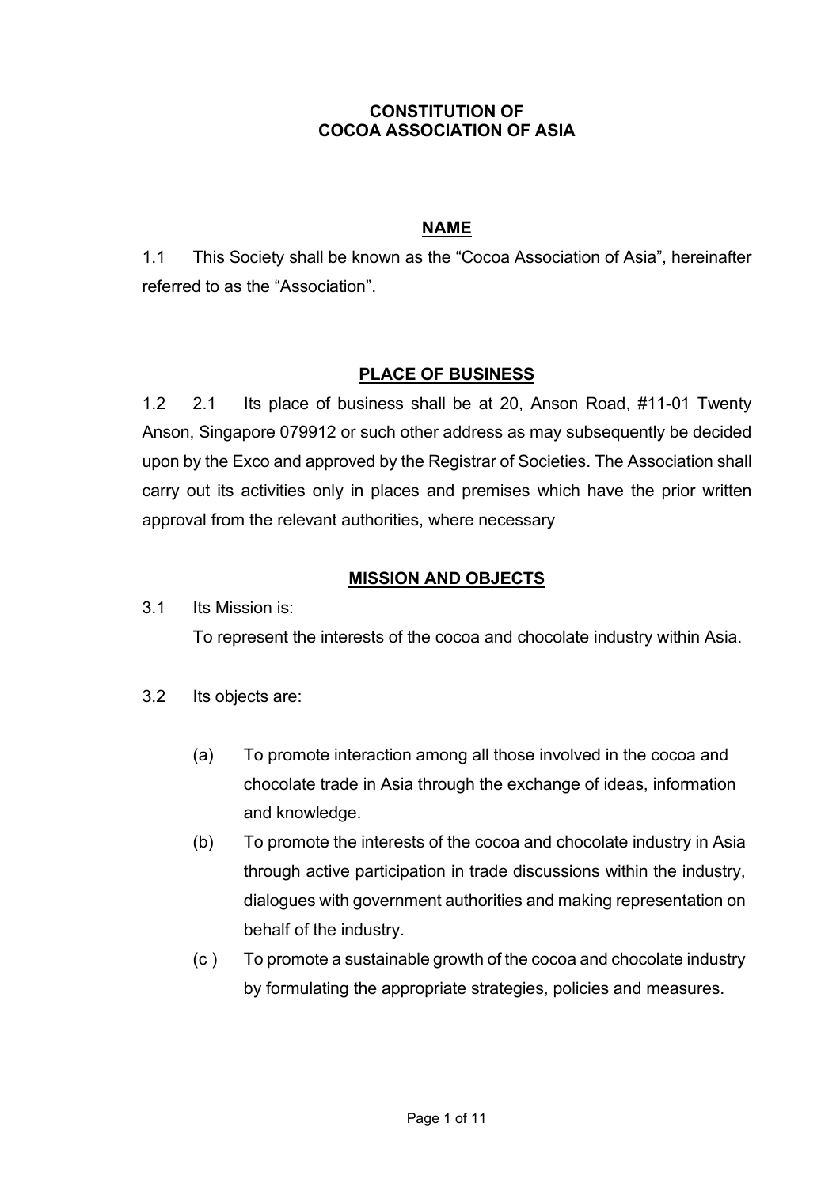# CONSTITUTION OF
# COCOA ASSOCIATION OF ASIA

## NAME

1.1 This Society shall be known as the "Cocoa Association of Asia", hereinafter referred to as the "Association".

## PLACE OF BUSINESS

1.2 2.1 Its place of business shall be at 20, Anson Road, #11-01 Twenty Anson, Singapore 079912 or such other address as may subsequently be decided upon by the Exco and approved by the Registrar of Societies. The Association shall carry out its activities only in places and premises which have the prior written approval from the relevant authorities, where necessary

## MISSION AND OBJECTS

3.1 Its Mission is:

To represent the interests of the cocoa and chocolate industry within Asia.

3.2 Its objects are:

(a) To promote interaction among all those involved in the cocoa and chocolate trade in Asia through the exchange of ideas, information and knowledge.

(b) To promote the interests of the cocoa and chocolate industry in Asia through active participation in trade discussions within the industry, dialogues with government authorities and making representation on behalf of the industry.

(c ) To promote a sustainable growth of the cocoa and chocolate industry by formulating the appropriate strategies, policies and measures.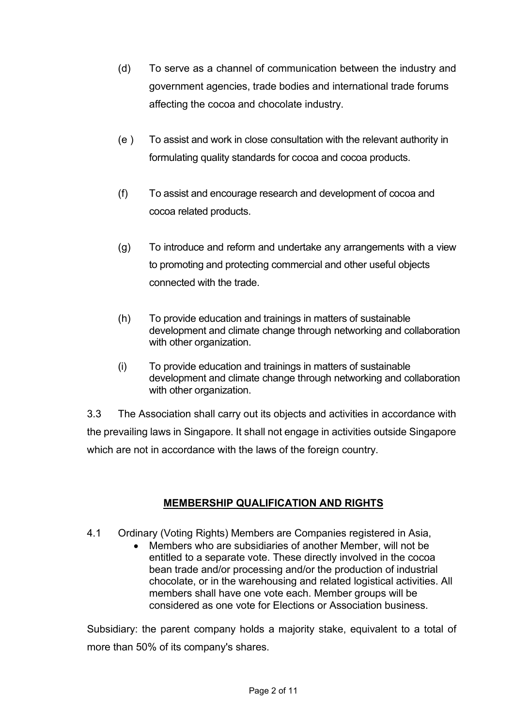(d) To serve as a channel of communication between the industry and government agencies, trade bodies and international trade forums affecting the cocoa and chocolate industry.

(e ) To assist and work in close consultation with the relevant authority in formulating quality standards for cocoa and cocoa products.

(f) To assist and encourage research and development of cocoa and cocoa related products.

(g) To introduce and reform and undertake any arrangements with a view to promoting and protecting commercial and other useful objects connected with the trade.

(h) To provide education and trainings in matters of sustainable development and climate change through networking and collaboration with other organization.

(i) To provide education and trainings in matters of sustainable development and climate change through networking and collaboration with other organization.

3.3 The Association shall carry out its objects and activities in accordance with the prevailing laws in Singapore. It shall not engage in activities outside Singapore which are not in accordance with the laws of the foreign country.

## **MEMBERSHIP QUALIFICATION AND RIGHTS**

4.1 Ordinary (Voting Rights) Members are Companies registered in Asia,

- Members who are subsidiaries of another Member, will not be entitled to a separate vote. These directly involved in the cocoa bean trade and/or processing and/or the production of industrial chocolate, or in the warehousing and related logistical activities. All members shall have one vote each. Member groups will be considered as one vote for Elections or Association business.

Subsidiary: the parent company holds a majority stake, equivalent to a total of more than 50% of its company's shares.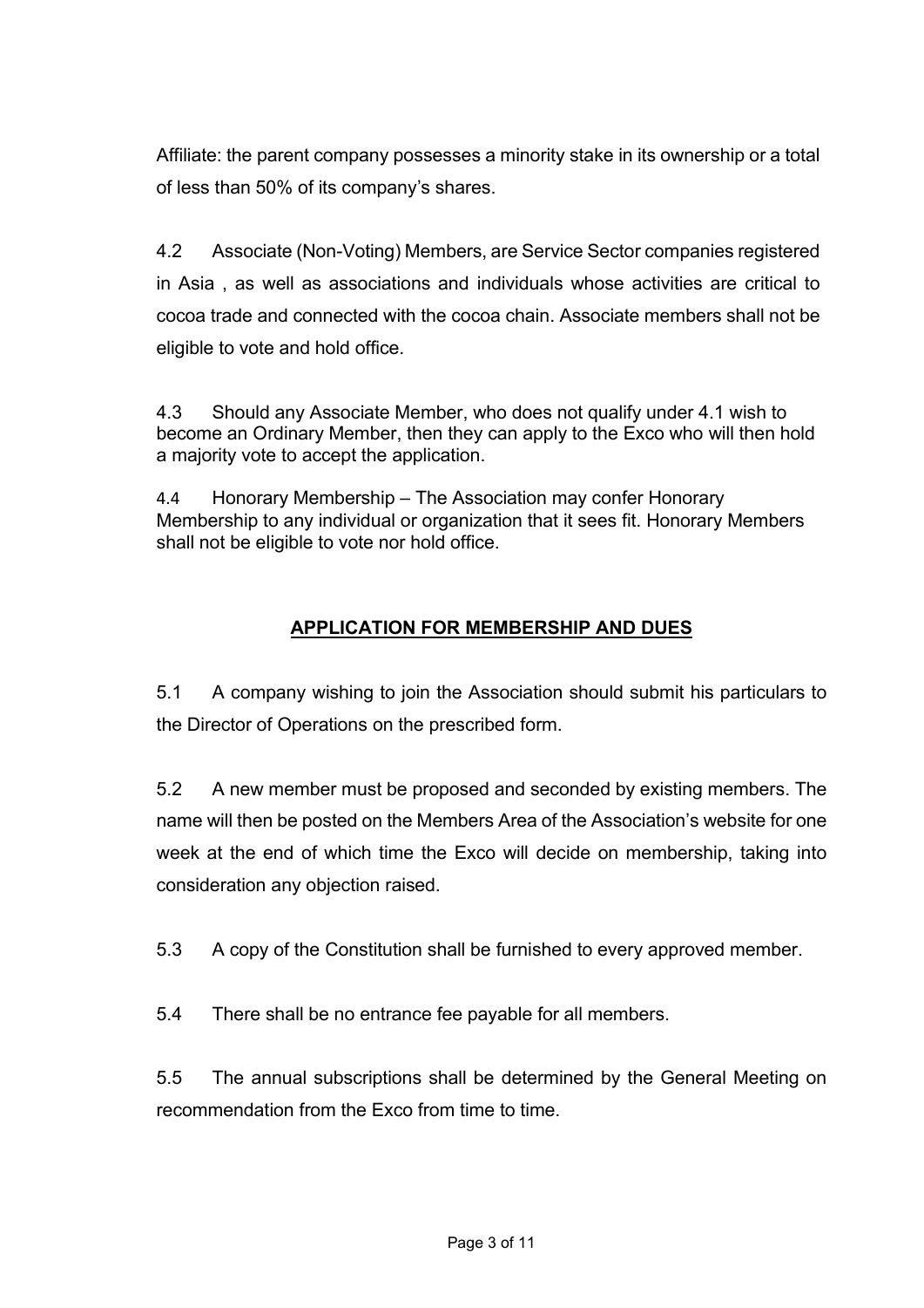Affiliate: the parent company possesses a minority stake in its ownership or a total of less than 50% of its company's shares.

4.2 Associate (Non-Voting) Members, are Service Sector companies registered in Asia , as well as associations and individuals whose activities are critical to cocoa trade and connected with the cocoa chain. Associate members shall not be eligible to vote and hold office.

4.3 Should any Associate Member, who does not qualify under 4.1 wish to become an Ordinary Member, then they can apply to the Exco who will then hold a majority vote to accept the application.

4.4 Honorary Membership – The Association may confer Honorary Membership to any individual or organization that it sees fit. Honorary Members shall not be eligible to vote nor hold office.

## APPLICATION FOR MEMBERSHIP AND DUES

5.1 A company wishing to join the Association should submit his particulars to the Director of Operations on the prescribed form.

5.2 A new member must be proposed and seconded by existing members. The name will then be posted on the Members Area of the Association's website for one week at the end of which time the Exco will decide on membership, taking into consideration any objection raised.

5.3 A copy of the Constitution shall be furnished to every approved member.

5.4 There shall be no entrance fee payable for all members.

5.5 The annual subscriptions shall be determined by the General Meeting on recommendation from the Exco from time to time.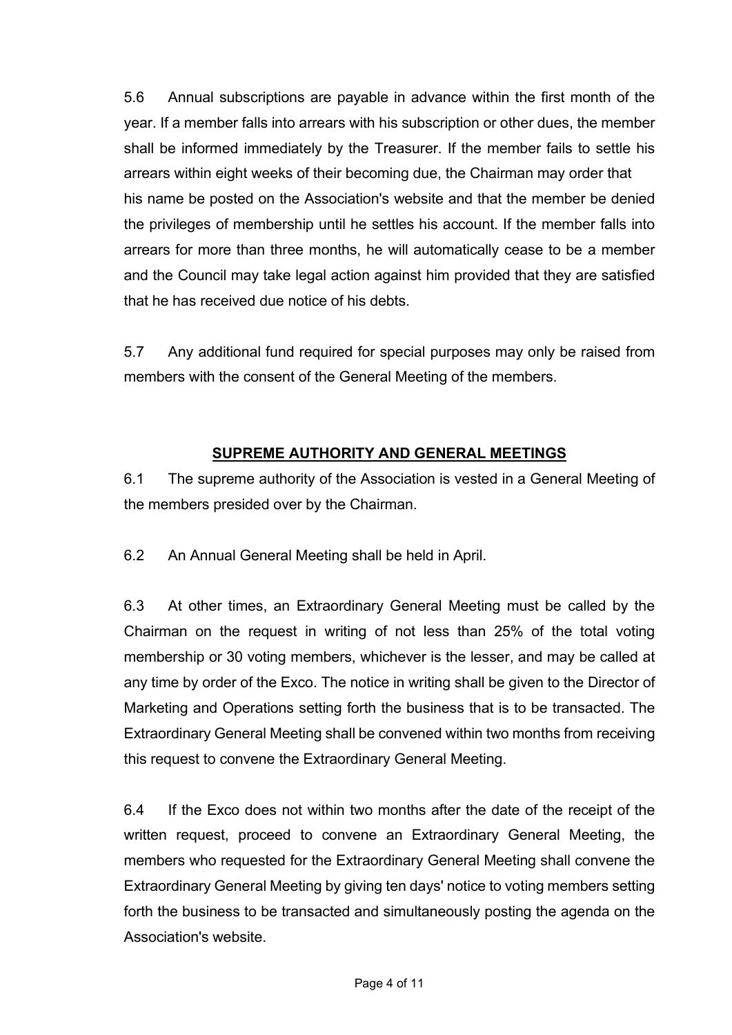5.6 Annual subscriptions are payable in advance within the first month of the year. If a member falls into arrears with his subscription or other dues, the member shall be informed immediately by the Treasurer. If the member fails to settle his arrears within eight weeks of their becoming due, the Chairman may order that his name be posted on the Association's website and that the member be denied the privileges of membership until he settles his account. If the member falls into arrears for more than three months, he will automatically cease to be a member and the Council may take legal action against him provided that they are satisfied that he has received due notice of his debts.

5.7 Any additional fund required for special purposes may only be raised from members with the consent of the General Meeting of the members.

## SUPREME AUTHORITY AND GENERAL MEETINGS

6.1 The supreme authority of the Association is vested in a General Meeting of the members presided over by the Chairman.

6.2 An Annual General Meeting shall be held in April.

6.3 At other times, an Extraordinary General Meeting must be called by the Chairman on the request in writing of not less than 25% of the total voting membership or 30 voting members, whichever is the lesser, and may be called at any time by order of the Exco. The notice in writing shall be given to the Director of Marketing and Operations setting forth the business that is to be transacted. The Extraordinary General Meeting shall be convened within two months from receiving this request to convene the Extraordinary General Meeting.

6.4 If the Exco does not within two months after the date of the receipt of the written request, proceed to convene an Extraordinary General Meeting, the members who requested for the Extraordinary General Meeting shall convene the Extraordinary General Meeting by giving ten days' notice to voting members setting forth the business to be transacted and simultaneously posting the agenda on the Association's website.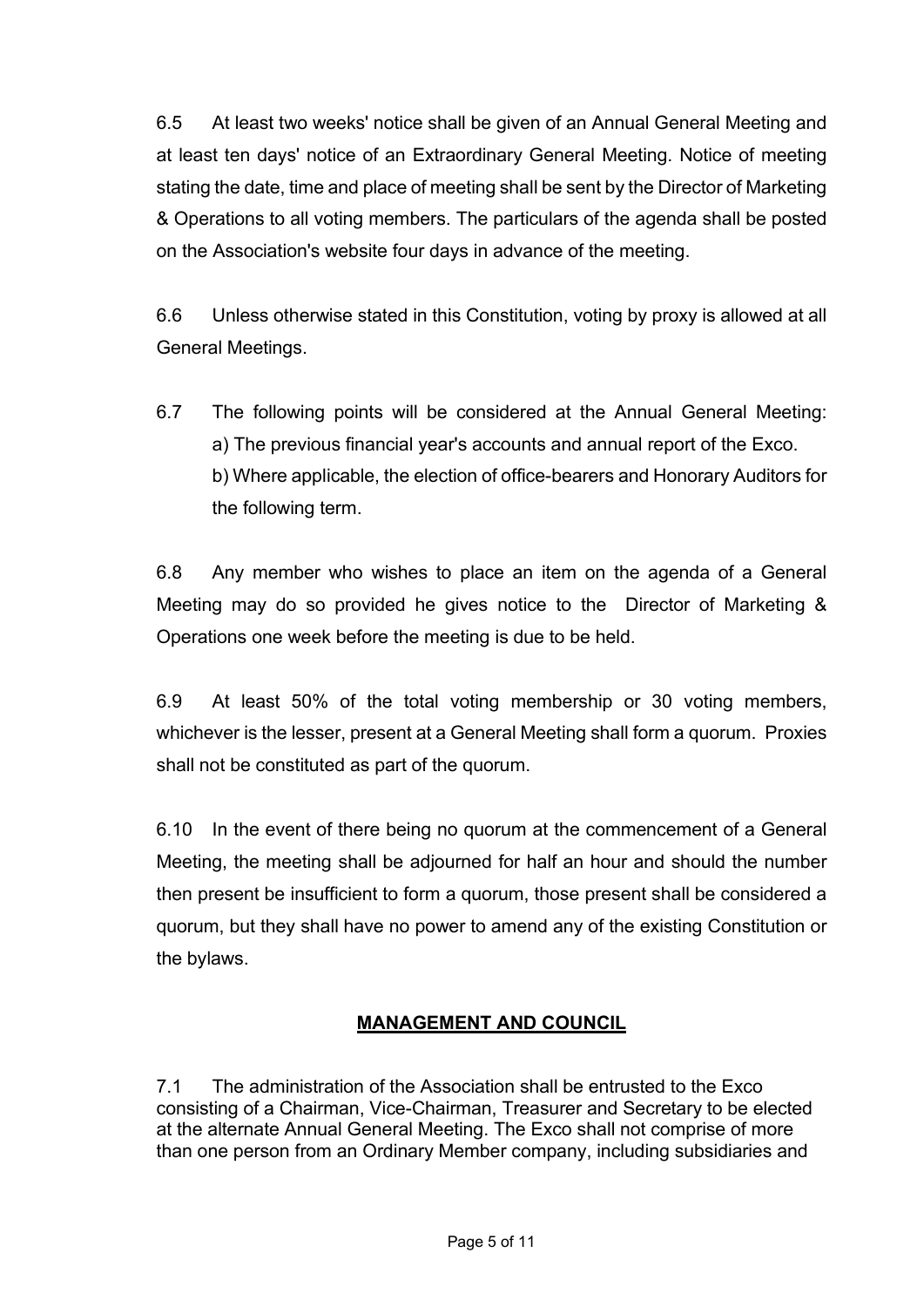6.5 At least two weeks' notice shall be given of an Annual General Meeting and at least ten days' notice of an Extraordinary General Meeting. Notice of meeting stating the date, time and place of meeting shall be sent by the Director of Marketing & Operations to all voting members. The particulars of the agenda shall be posted on the Association's website four days in advance of the meeting.

6.6 Unless otherwise stated in this Constitution, voting by proxy is allowed at all General Meetings.

6.7 The following points will be considered at the Annual General Meeting:
a) The previous financial year's accounts and annual report of the Exco.
b) Where applicable, the election of office-bearers and Honorary Auditors for the following term.

6.8 Any member who wishes to place an item on the agenda of a General Meeting may do so provided he gives notice to the Director of Marketing & Operations one week before the meeting is due to be held.

6.9 At least 50% of the total voting membership or 30 voting members, whichever is the lesser, present at a General Meeting shall form a quorum. Proxies shall not be constituted as part of the quorum.

6.10 In the event of there being no quorum at the commencement of a General Meeting, the meeting shall be adjourned for half an hour and should the number then present be insufficient to form a quorum, those present shall be considered a quorum, but they shall have no power to amend any of the existing Constitution or the bylaws.

## MANAGEMENT AND COUNCIL

7.1 The administration of the Association shall be entrusted to the Exco consisting of a Chairman, Vice-Chairman, Treasurer and Secretary to be elected at the alternate Annual General Meeting. The Exco shall not comprise of more than one person from an Ordinary Member company, including subsidiaries and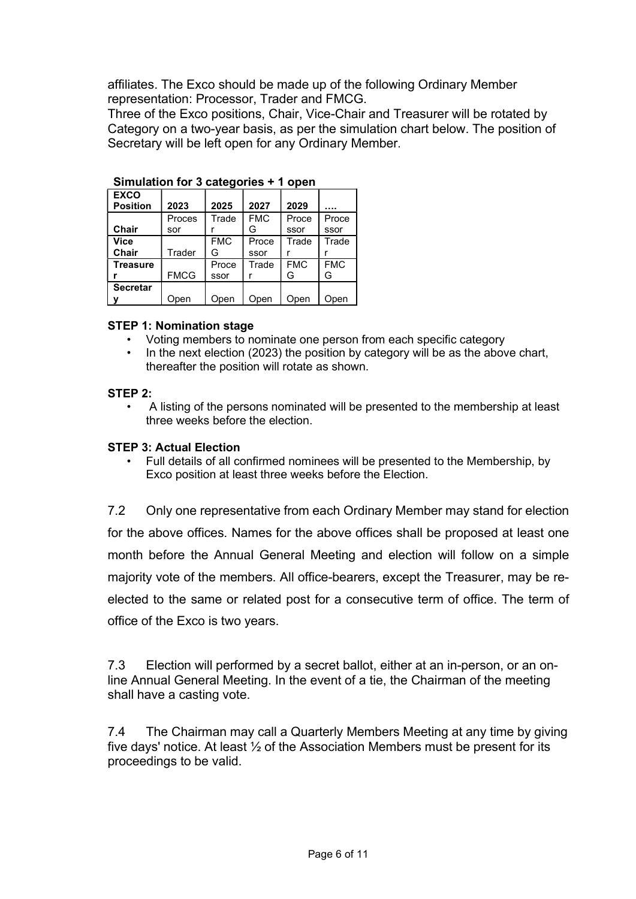affiliates. The Exco should be made up of the following Ordinary Member representation: Processor, Trader and FMCG.
Three of the Exco positions, Chair, Vice-Chair and Treasurer will be rotated by Category on a two-year basis, as per the simulation chart below. The position of Secretary will be left open for any Ordinary Member.

**Simulation for 3 categories + 1 open**

| EXCO Position | 2023 | 2025 | 2027 | 2029 | …. |
|---|---|---|---|---|---|
| **Chair** | Processor | Trader | FMCG | Processor | Processor |
| **Vice Chair** | Trader | FMCG | Processor | Trader | Trader |
| **Treasurer** | FMCG | Processor | Trader | FMCG | FMCG |
| **Secretary** | Open | Open | Open | Open | Open |

**STEP 1: Nomination stage**

- Voting members to nominate one person from each specific category
- In the next election (2023) the position by category will be as the above chart, thereafter the position will rotate as shown.

**STEP 2:**

- A listing of the persons nominated will be presented to the membership at least three weeks before the election.

**STEP 3: Actual Election**

- Full details of all confirmed nominees will be presented to the Membership, by Exco position at least three weeks before the Election.

7.2 Only one representative from each Ordinary Member may stand for election for the above offices. Names for the above offices shall be proposed at least one month before the Annual General Meeting and election will follow on a simple majority vote of the members. All office-bearers, except the Treasurer, may be re-elected to the same or related post for a consecutive term of office. The term of office of the Exco is two years.

7.3 Election will performed by a secret ballot, either at an in-person, or an on-line Annual General Meeting. In the event of a tie, the Chairman of the meeting shall have a casting vote.

7.4 The Chairman may call a Quarterly Members Meeting at any time by giving five days' notice. At least ½ of the Association Members must be present for its proceedings to be valid.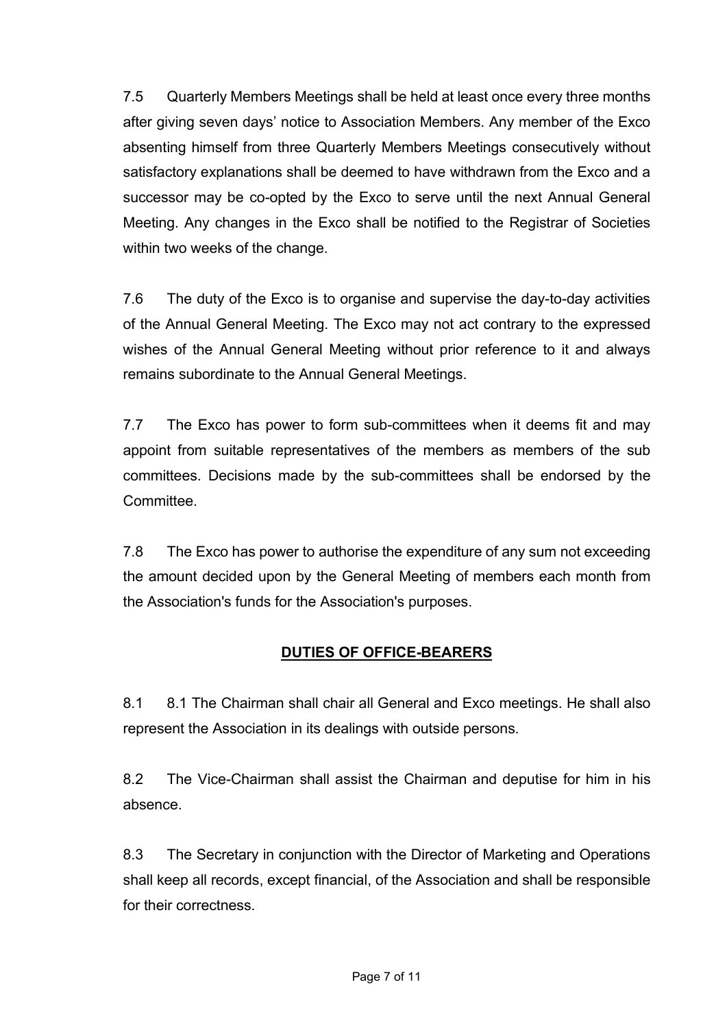7.5 Quarterly Members Meetings shall be held at least once every three months after giving seven days' notice to Association Members. Any member of the Exco absenting himself from three Quarterly Members Meetings consecutively without satisfactory explanations shall be deemed to have withdrawn from the Exco and a successor may be co-opted by the Exco to serve until the next Annual General Meeting. Any changes in the Exco shall be notified to the Registrar of Societies within two weeks of the change.

7.6 The duty of the Exco is to organise and supervise the day-to-day activities of the Annual General Meeting. The Exco may not act contrary to the expressed wishes of the Annual General Meeting without prior reference to it and always remains subordinate to the Annual General Meetings.

7.7 The Exco has power to form sub-committees when it deems fit and may appoint from suitable representatives of the members as members of the sub committees. Decisions made by the sub-committees shall be endorsed by the Committee.

7.8 The Exco has power to authorise the expenditure of any sum not exceeding the amount decided upon by the General Meeting of members each month from the Association's funds for the Association's purposes.

## DUTIES OF OFFICE-BEARERS

8.1 8.1 The Chairman shall chair all General and Exco meetings. He shall also represent the Association in its dealings with outside persons.

8.2 The Vice-Chairman shall assist the Chairman and deputise for him in his absence.

8.3 The Secretary in conjunction with the Director of Marketing and Operations shall keep all records, except financial, of the Association and shall be responsible for their correctness.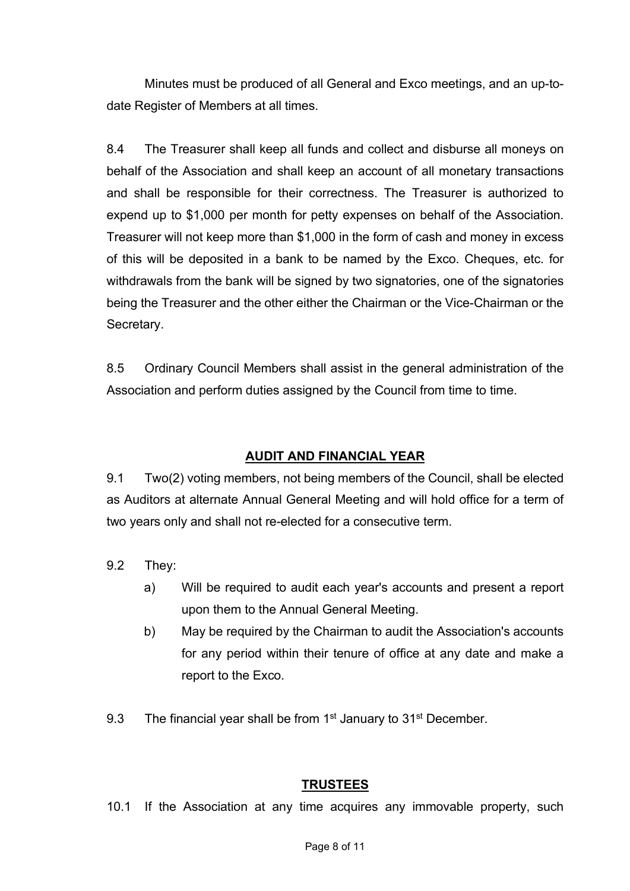Minutes must be produced of all General and Exco meetings, and an up-to-date Register of Members at all times.

8.4 The Treasurer shall keep all funds and collect and disburse all moneys on behalf of the Association and shall keep an account of all monetary transactions and shall be responsible for their correctness. The Treasurer is authorized to expend up to $1,000 per month for petty expenses on behalf of the Association. Treasurer will not keep more than $1,000 in the form of cash and money in excess of this will be deposited in a bank to be named by the Exco. Cheques, etc. for withdrawals from the bank will be signed by two signatories, one of the signatories being the Treasurer and the other either the Chairman or the Vice-Chairman or the Secretary.

8.5 Ordinary Council Members shall assist in the general administration of the Association and perform duties assigned by the Council from time to time.

## AUDIT AND FINANCIAL YEAR

9.1 Two(2) voting members, not being members of the Council, shall be elected as Auditors at alternate Annual General Meeting and will hold office for a term of two years only and shall not re-elected for a consecutive term.

9.2 They:

a) Will be required to audit each year's accounts and present a report upon them to the Annual General Meeting.

b) May be required by the Chairman to audit the Association's accounts for any period within their tenure of office at any date and make a report to the Exco.

9.3 The financial year shall be from 1st January to 31st December.

## TRUSTEES

10.1 If the Association at any time acquires any immovable property, such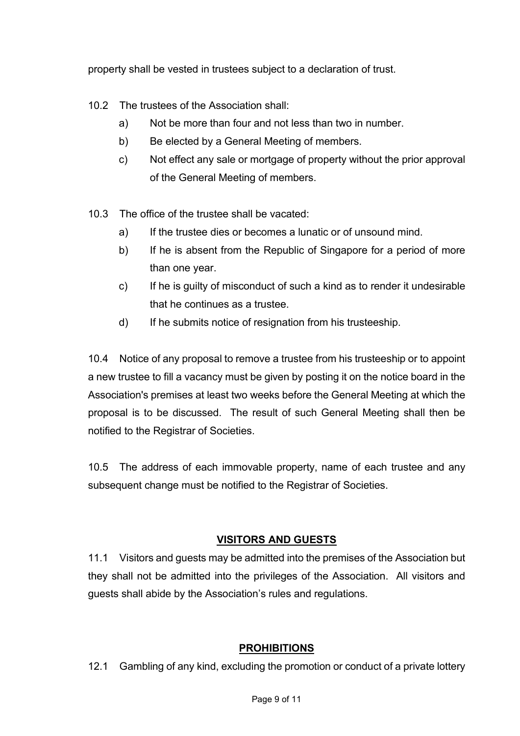property shall be vested in trustees subject to a declaration of trust.

10.2 The trustees of the Association shall:

a) Not be more than four and not less than two in number.

b) Be elected by a General Meeting of members.

c) Not effect any sale or mortgage of property without the prior approval of the General Meeting of members.

10.3 The office of the trustee shall be vacated:

a) If the trustee dies or becomes a lunatic or of unsound mind.

b) If he is absent from the Republic of Singapore for a period of more than one year.

c) If he is guilty of misconduct of such a kind as to render it undesirable that he continues as a trustee.

d) If he submits notice of resignation from his trusteeship.

10.4 Notice of any proposal to remove a trustee from his trusteeship or to appoint a new trustee to fill a vacancy must be given by posting it on the notice board in the Association's premises at least two weeks before the General Meeting at which the proposal is to be discussed. The result of such General Meeting shall then be notified to the Registrar of Societies.

10.5 The address of each immovable property, name of each trustee and any subsequent change must be notified to the Registrar of Societies.

## VISITORS AND GUESTS

11.1 Visitors and guests may be admitted into the premises of the Association but they shall not be admitted into the privileges of the Association. All visitors and guests shall abide by the Association's rules and regulations.

## PROHIBITIONS

12.1 Gambling of any kind, excluding the promotion or conduct of a private lottery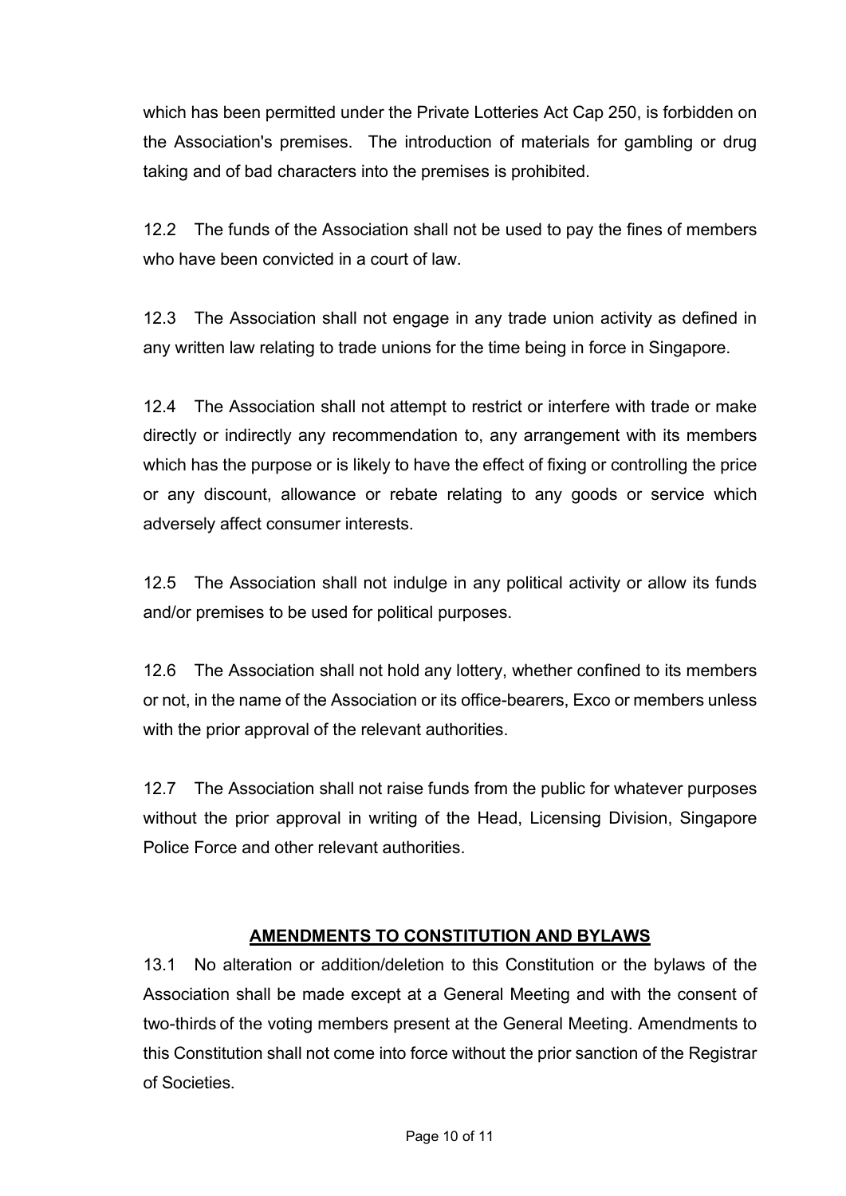which has been permitted under the Private Lotteries Act Cap 250, is forbidden on the Association's premises. The introduction of materials for gambling or drug taking and of bad characters into the premises is prohibited.

12.2 The funds of the Association shall not be used to pay the fines of members who have been convicted in a court of law.

12.3 The Association shall not engage in any trade union activity as defined in any written law relating to trade unions for the time being in force in Singapore.

12.4 The Association shall not attempt to restrict or interfere with trade or make directly or indirectly any recommendation to, any arrangement with its members which has the purpose or is likely to have the effect of fixing or controlling the price or any discount, allowance or rebate relating to any goods or service which adversely affect consumer interests.

12.5 The Association shall not indulge in any political activity or allow its funds and/or premises to be used for political purposes.

12.6 The Association shall not hold any lottery, whether confined to its members or not, in the name of the Association or its office-bearers, Exco or members unless with the prior approval of the relevant authorities.

12.7 The Association shall not raise funds from the public for whatever purposes without the prior approval in writing of the Head, Licensing Division, Singapore Police Force and other relevant authorities.

## **AMENDMENTS TO CONSTITUTION AND BYLAWS**

13.1 No alteration or addition/deletion to this Constitution or the bylaws of the Association shall be made except at a General Meeting and with the consent of two-thirds of the voting members present at the General Meeting. Amendments to this Constitution shall not come into force without the prior sanction of the Registrar of Societies.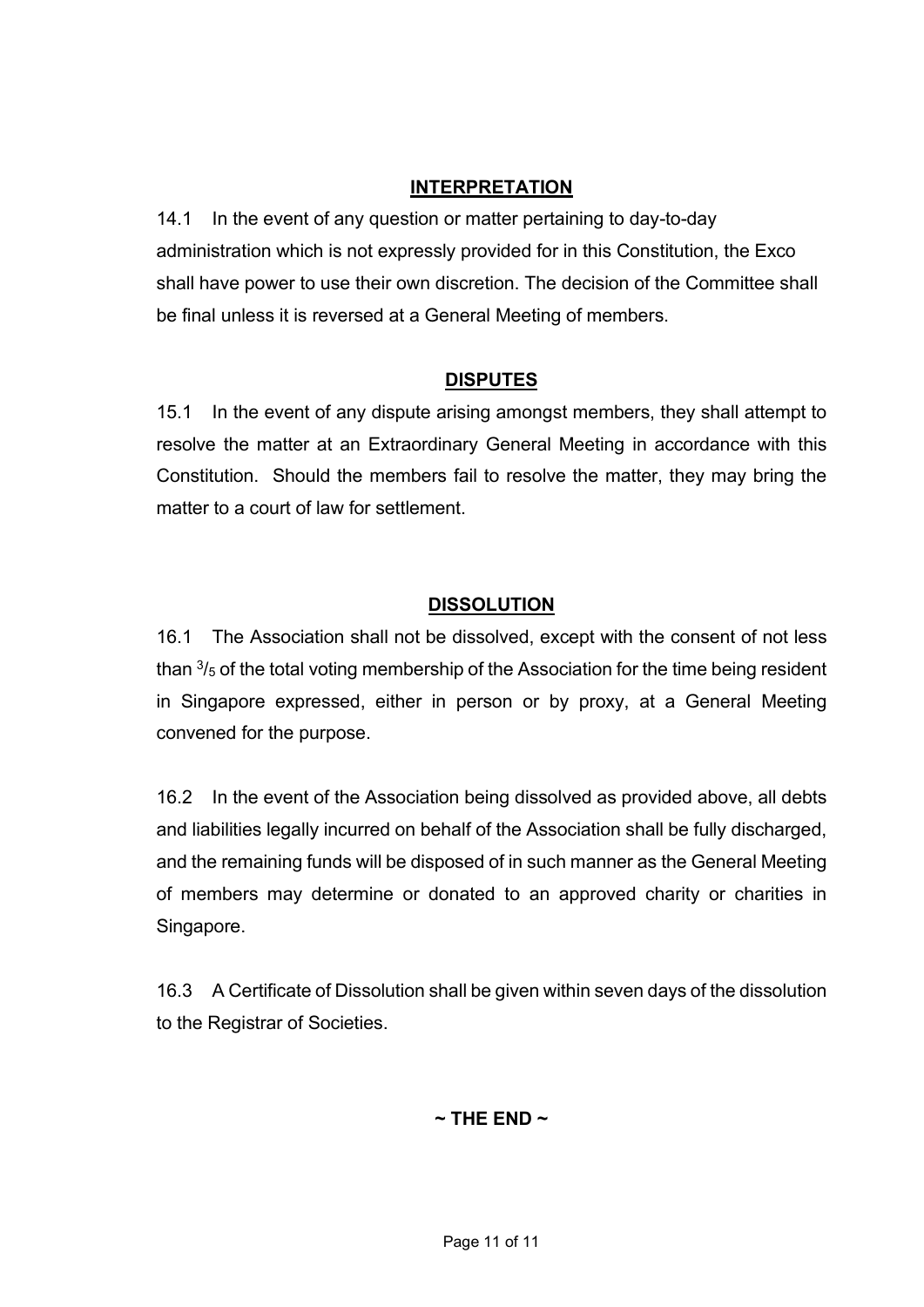## INTERPRETATION

14.1 In the event of any question or matter pertaining to day-to-day administration which is not expressly provided for in this Constitution, the Exco shall have power to use their own discretion. The decision of the Committee shall be final unless it is reversed at a General Meeting of members.

## DISPUTES

15.1 In the event of any dispute arising amongst members, they shall attempt to resolve the matter at an Extraordinary General Meeting in accordance with this Constitution. Should the members fail to resolve the matter, they may bring the matter to a court of law for settlement.

## DISSOLUTION

16.1 The Association shall not be dissolved, except with the consent of not less than $^{3}/_{5}$ of the total voting membership of the Association for the time being resident in Singapore expressed, either in person or by proxy, at a General Meeting convened for the purpose.

16.2 In the event of the Association being dissolved as provided above, all debts and liabilities legally incurred on behalf of the Association shall be fully discharged, and the remaining funds will be disposed of in such manner as the General Meeting of members may determine or donated to an approved charity or charities in Singapore.

16.3 A Certificate of Dissolution shall be given within seven days of the dissolution to the Registrar of Societies.

**~ THE END ~**